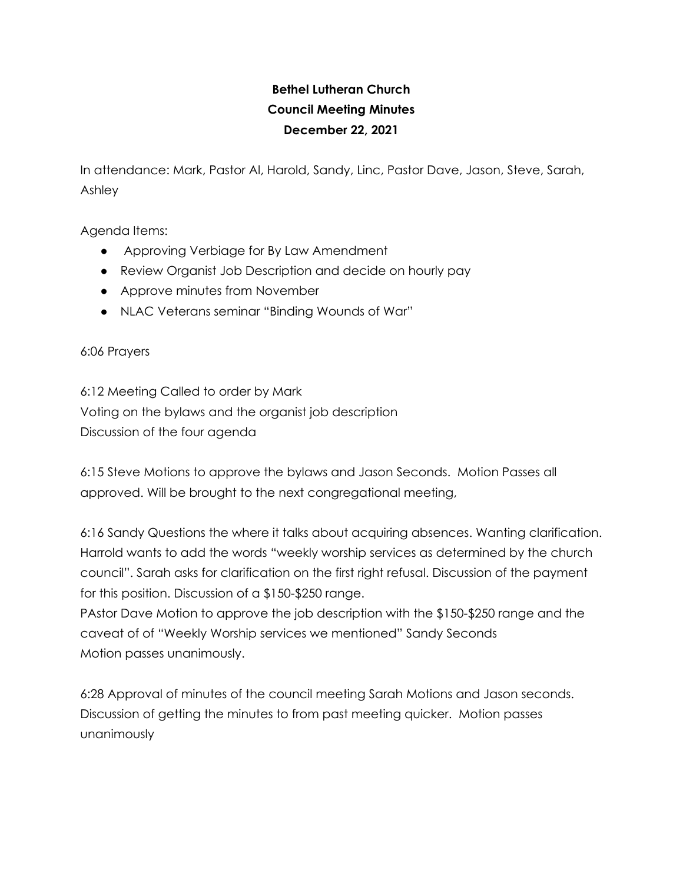**Bethel Lutheran Church**
**Council Meeting Minutes**
**December 22, 2021**

In attendance: Mark, Pastor Al, Harold, Sandy, Linc, Pastor Dave, Jason, Steve, Sarah, Ashley

Agenda Items:

- Approving Verbiage for By Law Amendment
- Review Organist Job Description and decide on hourly pay
- Approve minutes from November
- NLAC Veterans seminar "Binding Wounds of War"

6:06 Prayers

6:12 Meeting Called to order by Mark
Voting on the bylaws and the organist job description
Discussion of the four agenda

6:15 Steve Motions to approve the bylaws and Jason Seconds. Motion Passes all approved. Will be brought to the next congregational meeting,

6:16 Sandy Questions the where it talks about acquiring absences. Wanting clarification. Harrold wants to add the words "weekly worship services as determined by the church council". Sarah asks for clarification on the first right refusal. Discussion of the payment for this position. Discussion of a $150-$250 range.
PAstor Dave Motion to approve the job description with the $150-$250 range and the caveat of of "Weekly Worship services we mentioned" Sandy Seconds
Motion passes unanimously.

6:28 Approval of minutes of the council meeting Sarah Motions and Jason seconds. Discussion of getting the minutes to from past meeting quicker. Motion passes unanimously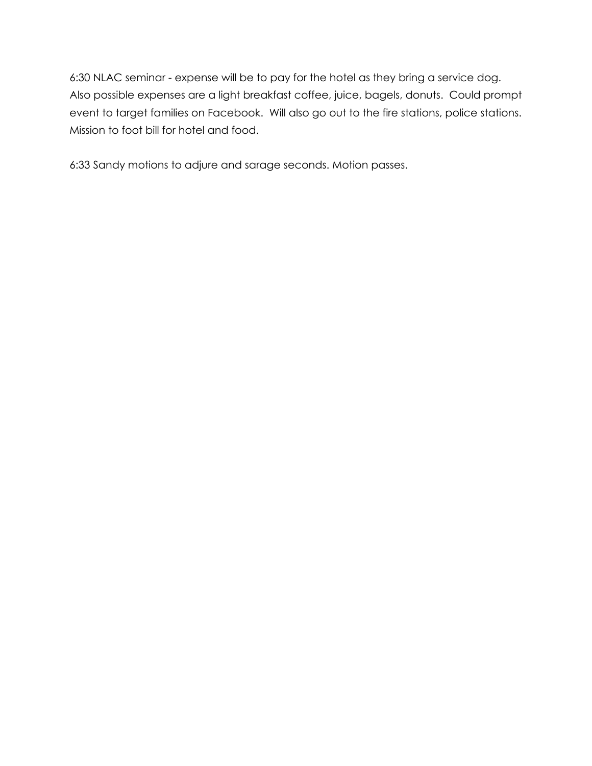6:30 NLAC seminar - expense will be to pay for the hotel as they bring a service dog. Also possible expenses are a light breakfast coffee, juice, bagels, donuts. Could prompt event to target families on Facebook. Will also go out to the fire stations, police stations. Mission to foot bill for hotel and food.

6:33 Sandy motions to adjure and sarage seconds. Motion passes.